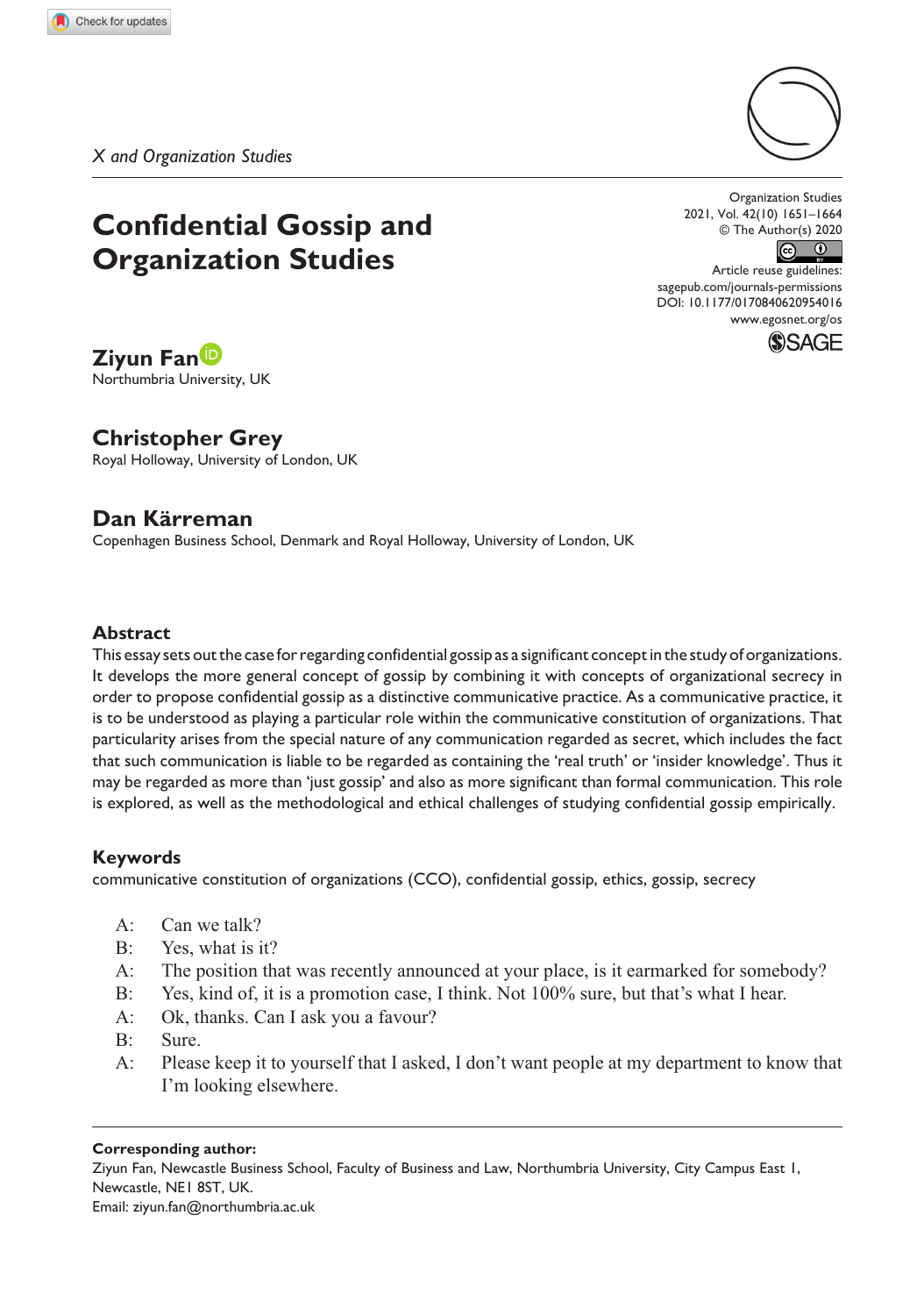*X and Organization Studies*

# Confidential Gossip and Organization Studies

**Ziyun Fan**
Northumbria University, UK

**Christopher Grey**
Royal Holloway, University of London, UK

**Dan Kärreman**
Copenhagen Business School, Denmark and Royal Holloway, University of London, UK

Organization Studies
2021, Vol. 42(10) 1651–1664
© The Author(s) 2020
Article reuse guidelines: sagepub.com/journals-permissions
DOI: 10.1177/0170840620954016
www.egosnet.org/os

## Abstract

This essay sets out the case for regarding confidential gossip as a significant concept in the study of organizations. It develops the more general concept of gossip by combining it with concepts of organizational secrecy in order to propose confidential gossip as a distinctive communicative practice. As a communicative practice, it is to be understood as playing a particular role within the communicative constitution of organizations. That particularity arises from the special nature of any communication regarded as secret, which includes the fact that such communication is liable to be regarded as containing the 'real truth' or 'insider knowledge'. Thus it may be regarded as more than 'just gossip' and also as more significant than formal communication. This role is explored, as well as the methodological and ethical challenges of studying confidential gossip empirically.

## Keywords

communicative constitution of organizations (CCO), confidential gossip, ethics, gossip, secrecy

A: Can we talk?
B: Yes, what is it?
A: The position that was recently announced at your place, is it earmarked for somebody?
B: Yes, kind of, it is a promotion case, I think. Not 100% sure, but that's what I hear.
A: Ok, thanks. Can I ask you a favour?
B: Sure.
A: Please keep it to yourself that I asked, I don't want people at my department to know that I'm looking elsewhere.

**Corresponding author:**
Ziyun Fan, Newcastle Business School, Faculty of Business and Law, Northumbria University, City Campus East 1, Newcastle, NE1 8ST, UK.
Email: ziyun.fan@northumbria.ac.uk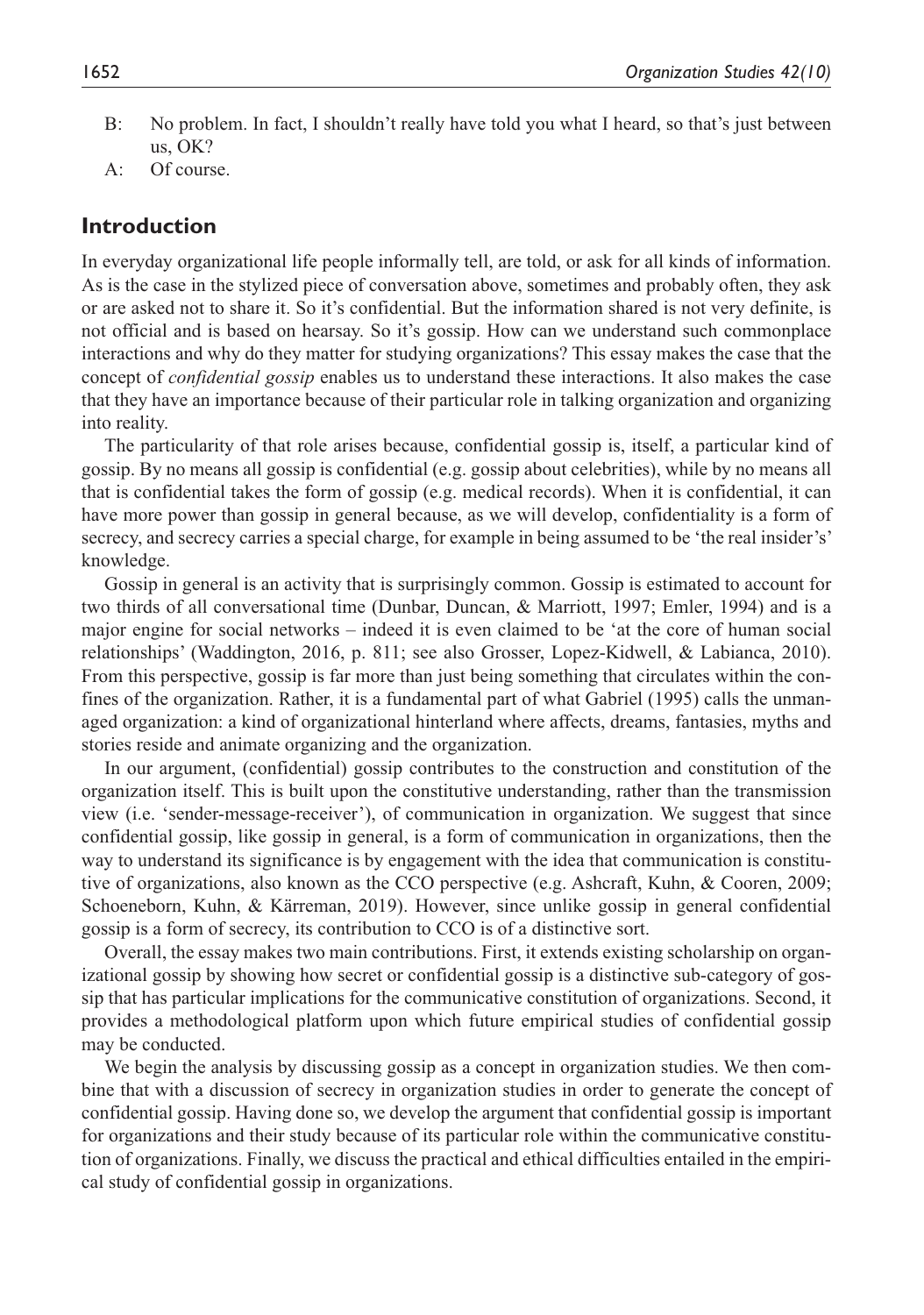B: No problem. In fact, I shouldn't really have told you what I heard, so that's just between us, OK?

A: Of course.

## Introduction

In everyday organizational life people informally tell, are told, or ask for all kinds of information. As is the case in the stylized piece of conversation above, sometimes and probably often, they ask or are asked not to share it. So it's confidential. But the information shared is not very definite, is not official and is based on hearsay. So it's gossip. How can we understand such commonplace interactions and why do they matter for studying organizations? This essay makes the case that the concept of *confidential gossip* enables us to understand these interactions. It also makes the case that they have an importance because of their particular role in talking organization and organizing into reality.

The particularity of that role arises because, confidential gossip is, itself, a particular kind of gossip. By no means all gossip is confidential (e.g. gossip about celebrities), while by no means all that is confidential takes the form of gossip (e.g. medical records). When it is confidential, it can have more power than gossip in general because, as we will develop, confidentiality is a form of secrecy, and secrecy carries a special charge, for example in being assumed to be 'the real insider's' knowledge.

Gossip in general is an activity that is surprisingly common. Gossip is estimated to account for two thirds of all conversational time (Dunbar, Duncan, & Marriott, 1997; Emler, 1994) and is a major engine for social networks – indeed it is even claimed to be 'at the core of human social relationships' (Waddington, 2016, p. 811; see also Grosser, Lopez-Kidwell, & Labianca, 2010). From this perspective, gossip is far more than just being something that circulates within the confines of the organization. Rather, it is a fundamental part of what Gabriel (1995) calls the unmanaged organization: a kind of organizational hinterland where affects, dreams, fantasies, myths and stories reside and animate organizing and the organization.

In our argument, (confidential) gossip contributes to the construction and constitution of the organization itself. This is built upon the constitutive understanding, rather than the transmission view (i.e. 'sender-message-receiver'), of communication in organization. We suggest that since confidential gossip, like gossip in general, is a form of communication in organizations, then the way to understand its significance is by engagement with the idea that communication is constitutive of organizations, also known as the CCO perspective (e.g. Ashcraft, Kuhn, & Cooren, 2009; Schoeneborn, Kuhn, & Kärreman, 2019). However, since unlike gossip in general confidential gossip is a form of secrecy, its contribution to CCO is of a distinctive sort.

Overall, the essay makes two main contributions. First, it extends existing scholarship on organizational gossip by showing how secret or confidential gossip is a distinctive sub-category of gossip that has particular implications for the communicative constitution of organizations. Second, it provides a methodological platform upon which future empirical studies of confidential gossip may be conducted.

We begin the analysis by discussing gossip as a concept in organization studies. We then combine that with a discussion of secrecy in organization studies in order to generate the concept of confidential gossip. Having done so, we develop the argument that confidential gossip is important for organizations and their study because of its particular role within the communicative constitution of organizations. Finally, we discuss the practical and ethical difficulties entailed in the empirical study of confidential gossip in organizations.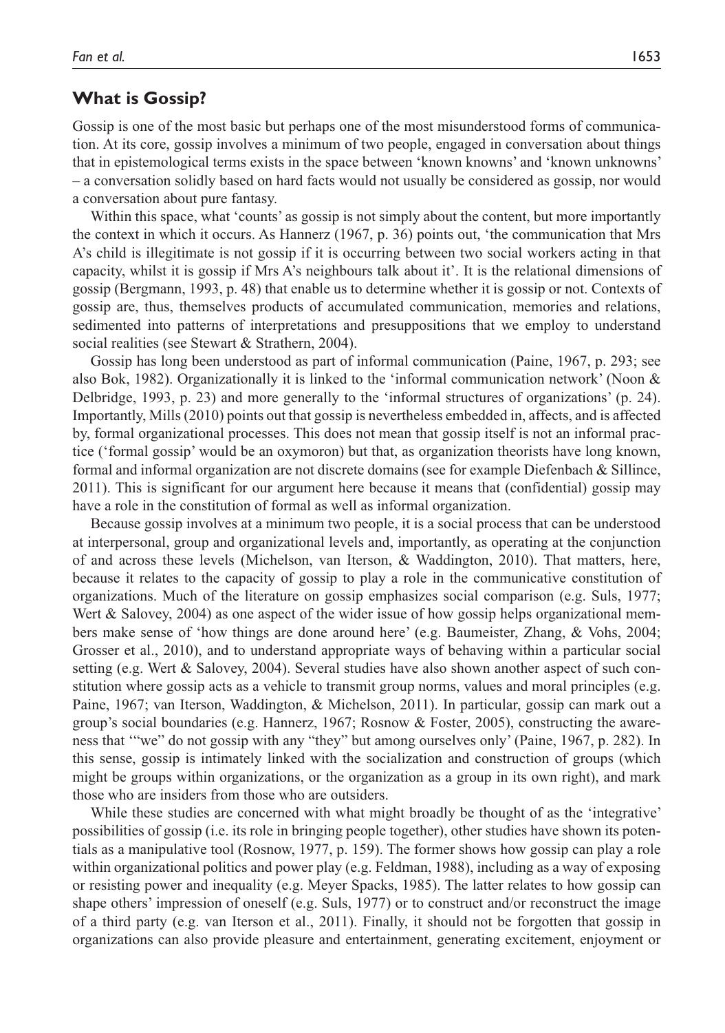## What is Gossip?

Gossip is one of the most basic but perhaps one of the most misunderstood forms of communication. At its core, gossip involves a minimum of two people, engaged in conversation about things that in epistemological terms exists in the space between 'known knowns' and 'known unknowns' – a conversation solidly based on hard facts would not usually be considered as gossip, nor would a conversation about pure fantasy.

Within this space, what 'counts' as gossip is not simply about the content, but more importantly the context in which it occurs. As Hannerz (1967, p. 36) points out, 'the communication that Mrs A's child is illegitimate is not gossip if it is occurring between two social workers acting in that capacity, whilst it is gossip if Mrs A's neighbours talk about it'. It is the relational dimensions of gossip (Bergmann, 1993, p. 48) that enable us to determine whether it is gossip or not. Contexts of gossip are, thus, themselves products of accumulated communication, memories and relations, sedimented into patterns of interpretations and presuppositions that we employ to understand social realities (see Stewart & Strathern, 2004).

Gossip has long been understood as part of informal communication (Paine, 1967, p. 293; see also Bok, 1982). Organizationally it is linked to the 'informal communication network' (Noon & Delbridge, 1993, p. 23) and more generally to the 'informal structures of organizations' (p. 24). Importantly, Mills (2010) points out that gossip is nevertheless embedded in, affects, and is affected by, formal organizational processes. This does not mean that gossip itself is not an informal practice ('formal gossip' would be an oxymoron) but that, as organization theorists have long known, formal and informal organization are not discrete domains (see for example Diefenbach & Sillince, 2011). This is significant for our argument here because it means that (confidential) gossip may have a role in the constitution of formal as well as informal organization.

Because gossip involves at a minimum two people, it is a social process that can be understood at interpersonal, group and organizational levels and, importantly, as operating at the conjunction of and across these levels (Michelson, van Iterson, & Waddington, 2010). That matters, here, because it relates to the capacity of gossip to play a role in the communicative constitution of organizations. Much of the literature on gossip emphasizes social comparison (e.g. Suls, 1977; Wert & Salovey, 2004) as one aspect of the wider issue of how gossip helps organizational members make sense of 'how things are done around here' (e.g. Baumeister, Zhang, & Vohs, 2004; Grosser et al., 2010), and to understand appropriate ways of behaving within a particular social setting (e.g. Wert & Salovey, 2004). Several studies have also shown another aspect of such constitution where gossip acts as a vehicle to transmit group norms, values and moral principles (e.g. Paine, 1967; van Iterson, Waddington, & Michelson, 2011). In particular, gossip can mark out a group's social boundaries (e.g. Hannerz, 1967; Rosnow & Foster, 2005), constructing the awareness that '"we" do not gossip with any "they" but among ourselves only' (Paine, 1967, p. 282). In this sense, gossip is intimately linked with the socialization and construction of groups (which might be groups within organizations, or the organization as a group in its own right), and mark those who are insiders from those who are outsiders.

While these studies are concerned with what might broadly be thought of as the 'integrative' possibilities of gossip (i.e. its role in bringing people together), other studies have shown its potentials as a manipulative tool (Rosnow, 1977, p. 159). The former shows how gossip can play a role within organizational politics and power play (e.g. Feldman, 1988), including as a way of exposing or resisting power and inequality (e.g. Meyer Spacks, 1985). The latter relates to how gossip can shape others' impression of oneself (e.g. Suls, 1977) or to construct and/or reconstruct the image of a third party (e.g. van Iterson et al., 2011). Finally, it should not be forgotten that gossip in organizations can also provide pleasure and entertainment, generating excitement, enjoyment or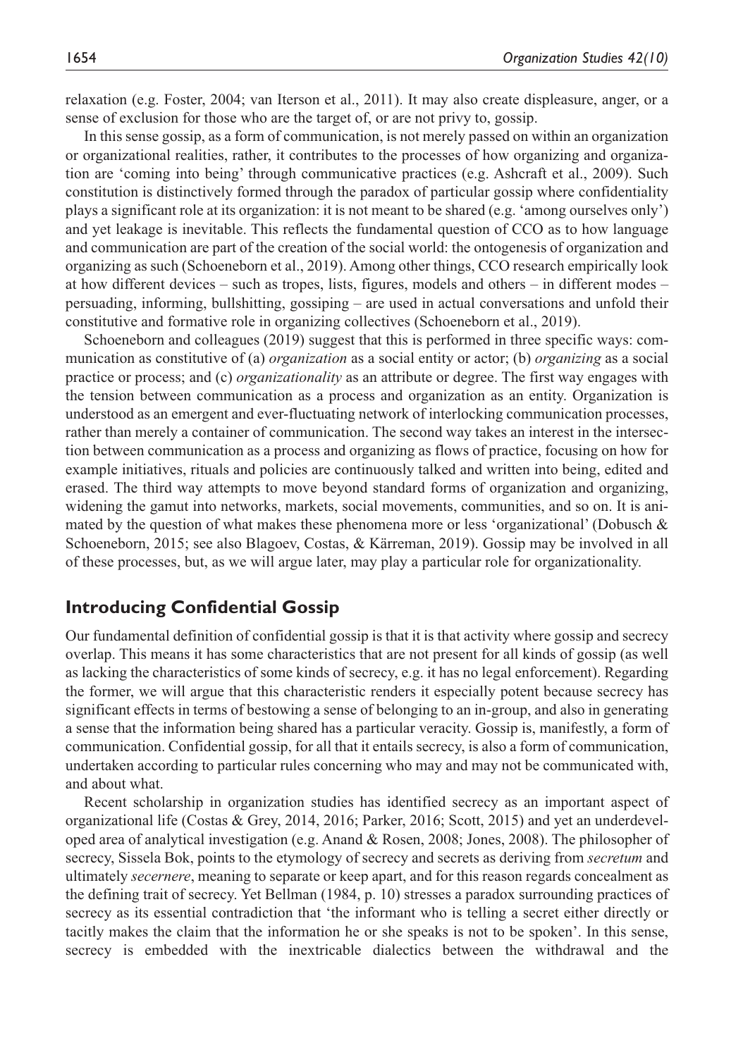relaxation (e.g. Foster, 2004; van Iterson et al., 2011). It may also create displeasure, anger, or a sense of exclusion for those who are the target of, or are not privy to, gossip.

In this sense gossip, as a form of communication, is not merely passed on within an organization or organizational realities, rather, it contributes to the processes of how organizing and organization are 'coming into being' through communicative practices (e.g. Ashcraft et al., 2009). Such constitution is distinctively formed through the paradox of particular gossip where confidentiality plays a significant role at its organization: it is not meant to be shared (e.g. 'among ourselves only') and yet leakage is inevitable. This reflects the fundamental question of CCO as to how language and communication are part of the creation of the social world: the ontogenesis of organization and organizing as such (Schoeneborn et al., 2019). Among other things, CCO research empirically look at how different devices – such as tropes, lists, figures, models and others – in different modes – persuading, informing, bullshitting, gossiping – are used in actual conversations and unfold their constitutive and formative role in organizing collectives (Schoeneborn et al., 2019).

Schoeneborn and colleagues (2019) suggest that this is performed in three specific ways: communication as constitutive of (a) *organization* as a social entity or actor; (b) *organizing* as a social practice or process; and (c) *organizationality* as an attribute or degree. The first way engages with the tension between communication as a process and organization as an entity. Organization is understood as an emergent and ever-fluctuating network of interlocking communication processes, rather than merely a container of communication. The second way takes an interest in the intersection between communication as a process and organizing as flows of practice, focusing on how for example initiatives, rituals and policies are continuously talked and written into being, edited and erased. The third way attempts to move beyond standard forms of organization and organizing, widening the gamut into networks, markets, social movements, communities, and so on. It is animated by the question of what makes these phenomena more or less 'organizational' (Dobusch & Schoeneborn, 2015; see also Blagoev, Costas, & Kärreman, 2019). Gossip may be involved in all of these processes, but, as we will argue later, may play a particular role for organizationality.

## Introducing Confidential Gossip

Our fundamental definition of confidential gossip is that it is that activity where gossip and secrecy overlap. This means it has some characteristics that are not present for all kinds of gossip (as well as lacking the characteristics of some kinds of secrecy, e.g. it has no legal enforcement). Regarding the former, we will argue that this characteristic renders it especially potent because secrecy has significant effects in terms of bestowing a sense of belonging to an in-group, and also in generating a sense that the information being shared has a particular veracity. Gossip is, manifestly, a form of communication. Confidential gossip, for all that it entails secrecy, is also a form of communication, undertaken according to particular rules concerning who may and may not be communicated with, and about what.

Recent scholarship in organization studies has identified secrecy as an important aspect of organizational life (Costas & Grey, 2014, 2016; Parker, 2016; Scott, 2015) and yet an underdeveloped area of analytical investigation (e.g. Anand & Rosen, 2008; Jones, 2008). The philosopher of secrecy, Sissela Bok, points to the etymology of secrecy and secrets as deriving from *secretum* and ultimately *secernere*, meaning to separate or keep apart, and for this reason regards concealment as the defining trait of secrecy. Yet Bellman (1984, p. 10) stresses a paradox surrounding practices of secrecy as its essential contradiction that 'the informant who is telling a secret either directly or tacitly makes the claim that the information he or she speaks is not to be spoken'. In this sense, secrecy is embedded with the inextricable dialectics between the withdrawal and the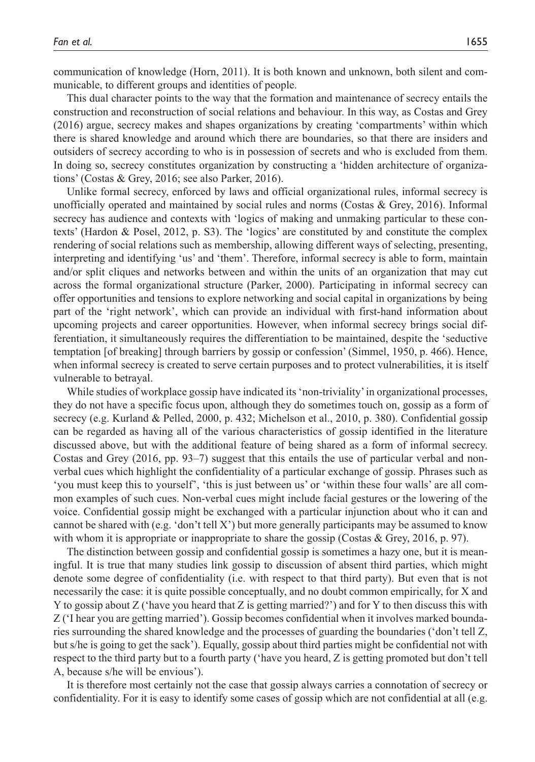communication of knowledge (Horn, 2011). It is both known and unknown, both silent and communicable, to different groups and identities of people.

This dual character points to the way that the formation and maintenance of secrecy entails the construction and reconstruction of social relations and behaviour. In this way, as Costas and Grey (2016) argue, secrecy makes and shapes organizations by creating 'compartments' within which there is shared knowledge and around which there are boundaries, so that there are insiders and outsiders of secrecy according to who is in possession of secrets and who is excluded from them. In doing so, secrecy constitutes organization by constructing a 'hidden architecture of organizations' (Costas & Grey, 2016; see also Parker, 2016).

Unlike formal secrecy, enforced by laws and official organizational rules, informal secrecy is unofficially operated and maintained by social rules and norms (Costas & Grey, 2016). Informal secrecy has audience and contexts with 'logics of making and unmaking particular to these contexts' (Hardon & Posel, 2012, p. S3). The 'logics' are constituted by and constitute the complex rendering of social relations such as membership, allowing different ways of selecting, presenting, interpreting and identifying 'us' and 'them'. Therefore, informal secrecy is able to form, maintain and/or split cliques and networks between and within the units of an organization that may cut across the formal organizational structure (Parker, 2000). Participating in informal secrecy can offer opportunities and tensions to explore networking and social capital in organizations by being part of the 'right network', which can provide an individual with first-hand information about upcoming projects and career opportunities. However, when informal secrecy brings social differentiation, it simultaneously requires the differentiation to be maintained, despite the 'seductive temptation [of breaking] through barriers by gossip or confession' (Simmel, 1950, p. 466). Hence, when informal secrecy is created to serve certain purposes and to protect vulnerabilities, it is itself vulnerable to betrayal.

While studies of workplace gossip have indicated its 'non-triviality' in organizational processes, they do not have a specific focus upon, although they do sometimes touch on, gossip as a form of secrecy (e.g. Kurland & Pelled, 2000, p. 432; Michelson et al., 2010, p. 380). Confidential gossip can be regarded as having all of the various characteristics of gossip identified in the literature discussed above, but with the additional feature of being shared as a form of informal secrecy. Costas and Grey (2016, pp. 93–7) suggest that this entails the use of particular verbal and non-verbal cues which highlight the confidentiality of a particular exchange of gossip. Phrases such as 'you must keep this to yourself', 'this is just between us' or 'within these four walls' are all common examples of such cues. Non-verbal cues might include facial gestures or the lowering of the voice. Confidential gossip might be exchanged with a particular injunction about who it can and cannot be shared with (e.g. 'don't tell X') but more generally participants may be assumed to know with whom it is appropriate or inappropriate to share the gossip (Costas & Grey, 2016, p. 97).

The distinction between gossip and confidential gossip is sometimes a hazy one, but it is meaningful. It is true that many studies link gossip to discussion of absent third parties, which might denote some degree of confidentiality (i.e. with respect to that third party). But even that is not necessarily the case: it is quite possible conceptually, and no doubt common empirically, for X and Y to gossip about Z ('have you heard that Z is getting married?') and for Y to then discuss this with Z ('I hear you are getting married'). Gossip becomes confidential when it involves marked boundaries surrounding the shared knowledge and the processes of guarding the boundaries ('don't tell Z, but s/he is going to get the sack'). Equally, gossip about third parties might be confidential not with respect to the third party but to a fourth party ('have you heard, Z is getting promoted but don't tell A, because s/he will be envious').

It is therefore most certainly not the case that gossip always carries a connotation of secrecy or confidentiality. For it is easy to identify some cases of gossip which are not confidential at all (e.g.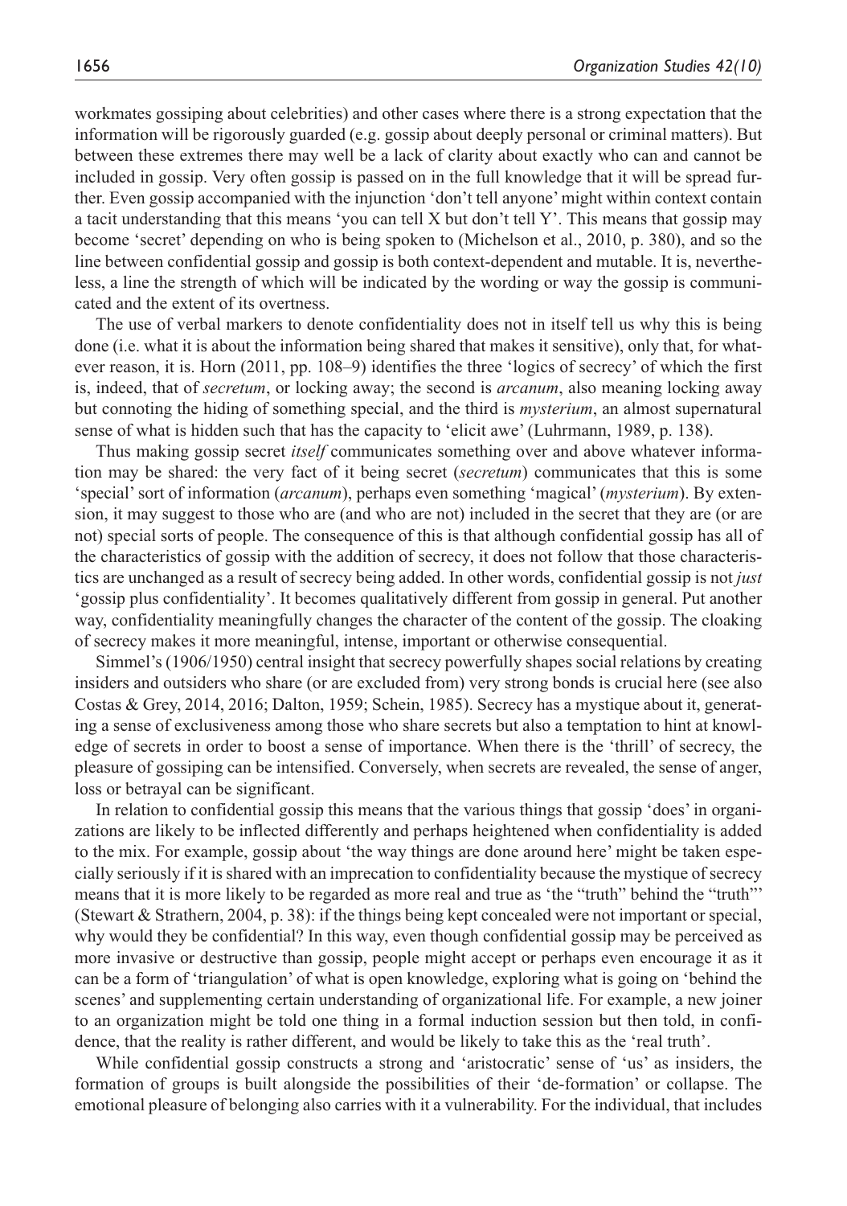workmates gossiping about celebrities) and other cases where there is a strong expectation that the information will be rigorously guarded (e.g. gossip about deeply personal or criminal matters). But between these extremes there may well be a lack of clarity about exactly who can and cannot be included in gossip. Very often gossip is passed on in the full knowledge that it will be spread further. Even gossip accompanied with the injunction 'don't tell anyone' might within context contain a tacit understanding that this means 'you can tell X but don't tell Y'. This means that gossip may become 'secret' depending on who is being spoken to (Michelson et al., 2010, p. 380), and so the line between confidential gossip and gossip is both context-dependent and mutable. It is, nevertheless, a line the strength of which will be indicated by the wording or way the gossip is communicated and the extent of its overtness.

The use of verbal markers to denote confidentiality does not in itself tell us why this is being done (i.e. what it is about the information being shared that makes it sensitive), only that, for whatever reason, it is. Horn (2011, pp. 108–9) identifies the three 'logics of secrecy' of which the first is, indeed, that of *secretum*, or locking away; the second is *arcanum*, also meaning locking away but connoting the hiding of something special, and the third is *mysterium*, an almost supernatural sense of what is hidden such that has the capacity to 'elicit awe' (Luhrmann, 1989, p. 138).

Thus making gossip secret *itself* communicates something over and above whatever information may be shared: the very fact of it being secret (*secretum*) communicates that this is some 'special' sort of information (*arcanum*), perhaps even something 'magical' (*mysterium*). By extension, it may suggest to those who are (and who are not) included in the secret that they are (or are not) special sorts of people. The consequence of this is that although confidential gossip has all of the characteristics of gossip with the addition of secrecy, it does not follow that those characteristics are unchanged as a result of secrecy being added. In other words, confidential gossip is not *just* 'gossip plus confidentiality'. It becomes qualitatively different from gossip in general. Put another way, confidentiality meaningfully changes the character of the content of the gossip. The cloaking of secrecy makes it more meaningful, intense, important or otherwise consequential.

Simmel's (1906/1950) central insight that secrecy powerfully shapes social relations by creating insiders and outsiders who share (or are excluded from) very strong bonds is crucial here (see also Costas & Grey, 2014, 2016; Dalton, 1959; Schein, 1985). Secrecy has a mystique about it, generating a sense of exclusiveness among those who share secrets but also a temptation to hint at knowledge of secrets in order to boost a sense of importance. When there is the 'thrill' of secrecy, the pleasure of gossiping can be intensified. Conversely, when secrets are revealed, the sense of anger, loss or betrayal can be significant.

In relation to confidential gossip this means that the various things that gossip 'does' in organizations are likely to be inflected differently and perhaps heightened when confidentiality is added to the mix. For example, gossip about 'the way things are done around here' might be taken especially seriously if it is shared with an imprecation to confidentiality because the mystique of secrecy means that it is more likely to be regarded as more real and true as 'the "truth" behind the "truth"' (Stewart & Strathern, 2004, p. 38): if the things being kept concealed were not important or special, why would they be confidential? In this way, even though confidential gossip may be perceived as more invasive or destructive than gossip, people might accept or perhaps even encourage it as it can be a form of 'triangulation' of what is open knowledge, exploring what is going on 'behind the scenes' and supplementing certain understanding of organizational life. For example, a new joiner to an organization might be told one thing in a formal induction session but then told, in confidence, that the reality is rather different, and would be likely to take this as the 'real truth'.

While confidential gossip constructs a strong and 'aristocratic' sense of 'us' as insiders, the formation of groups is built alongside the possibilities of their 'de-formation' or collapse. The emotional pleasure of belonging also carries with it a vulnerability. For the individual, that includes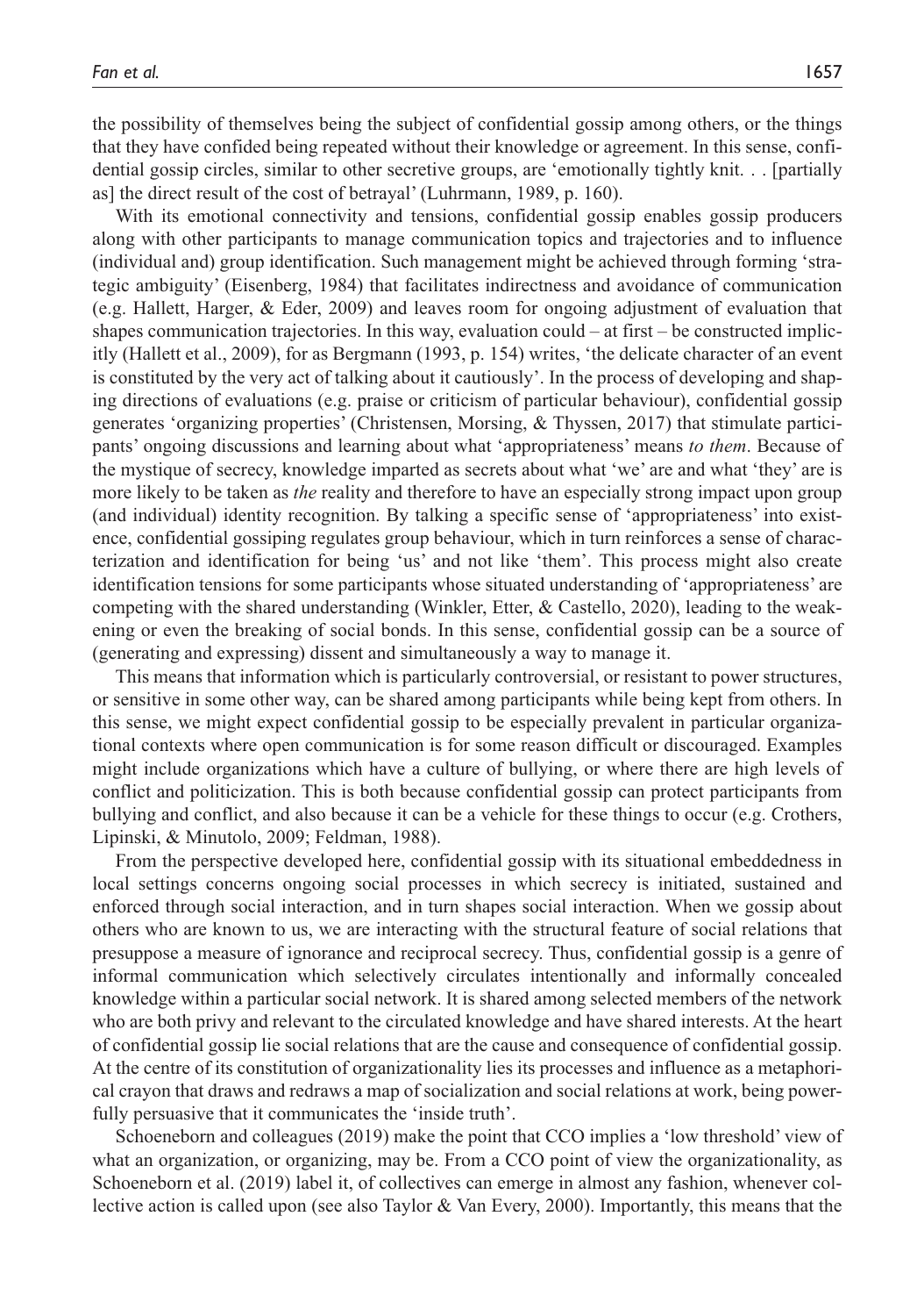the possibility of themselves being the subject of confidential gossip among others, or the things that they have confided being repeated without their knowledge or agreement. In this sense, confidential gossip circles, similar to other secretive groups, are 'emotionally tightly knit. . . [partially as] the direct result of the cost of betrayal' (Luhrmann, 1989, p. 160).

With its emotional connectivity and tensions, confidential gossip enables gossip producers along with other participants to manage communication topics and trajectories and to influence (individual and) group identification. Such management might be achieved through forming 'strategic ambiguity' (Eisenberg, 1984) that facilitates indirectness and avoidance of communication (e.g. Hallett, Harger, & Eder, 2009) and leaves room for ongoing adjustment of evaluation that shapes communication trajectories. In this way, evaluation could – at first – be constructed implicitly (Hallett et al., 2009), for as Bergmann (1993, p. 154) writes, 'the delicate character of an event is constituted by the very act of talking about it cautiously'. In the process of developing and shaping directions of evaluations (e.g. praise or criticism of particular behaviour), confidential gossip generates 'organizing properties' (Christensen, Morsing, & Thyssen, 2017) that stimulate participants' ongoing discussions and learning about what 'appropriateness' means *to them*. Because of the mystique of secrecy, knowledge imparted as secrets about what 'we' are and what 'they' are is more likely to be taken as *the* reality and therefore to have an especially strong impact upon group (and individual) identity recognition. By talking a specific sense of 'appropriateness' into existence, confidential gossiping regulates group behaviour, which in turn reinforces a sense of characterization and identification for being 'us' and not like 'them'. This process might also create identification tensions for some participants whose situated understanding of 'appropriateness' are competing with the shared understanding (Winkler, Etter, & Castello, 2020), leading to the weakening or even the breaking of social bonds. In this sense, confidential gossip can be a source of (generating and expressing) dissent and simultaneously a way to manage it.

This means that information which is particularly controversial, or resistant to power structures, or sensitive in some other way, can be shared among participants while being kept from others. In this sense, we might expect confidential gossip to be especially prevalent in particular organizational contexts where open communication is for some reason difficult or discouraged. Examples might include organizations which have a culture of bullying, or where there are high levels of conflict and politicization. This is both because confidential gossip can protect participants from bullying and conflict, and also because it can be a vehicle for these things to occur (e.g. Crothers, Lipinski, & Minutolo, 2009; Feldman, 1988).

From the perspective developed here, confidential gossip with its situational embeddedness in local settings concerns ongoing social processes in which secrecy is initiated, sustained and enforced through social interaction, and in turn shapes social interaction. When we gossip about others who are known to us, we are interacting with the structural feature of social relations that presuppose a measure of ignorance and reciprocal secrecy. Thus, confidential gossip is a genre of informal communication which selectively circulates intentionally and informally concealed knowledge within a particular social network. It is shared among selected members of the network who are both privy and relevant to the circulated knowledge and have shared interests. At the heart of confidential gossip lie social relations that are the cause and consequence of confidential gossip. At the centre of its constitution of organizationality lies its processes and influence as a metaphorical crayon that draws and redraws a map of socialization and social relations at work, being powerfully persuasive that it communicates the 'inside truth'.

Schoeneborn and colleagues (2019) make the point that CCO implies a 'low threshold' view of what an organization, or organizing, may be. From a CCO point of view the organizationality, as Schoeneborn et al. (2019) label it, of collectives can emerge in almost any fashion, whenever collective action is called upon (see also Taylor & Van Every, 2000). Importantly, this means that the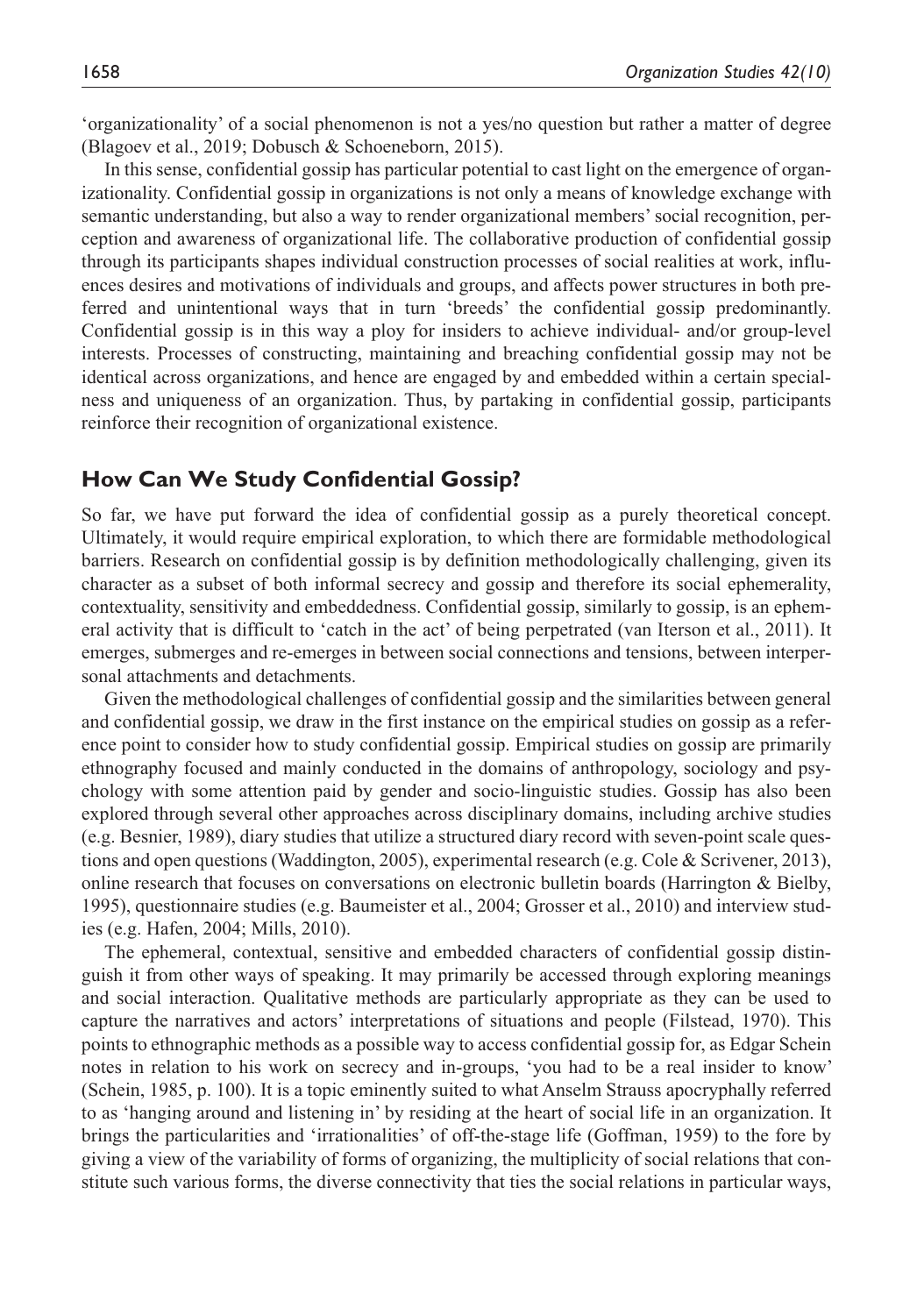'organizationality' of a social phenomenon is not a yes/no question but rather a matter of degree (Blagoev et al., 2019; Dobusch & Schoeneborn, 2015).

In this sense, confidential gossip has particular potential to cast light on the emergence of organizationality. Confidential gossip in organizations is not only a means of knowledge exchange with semantic understanding, but also a way to render organizational members' social recognition, perception and awareness of organizational life. The collaborative production of confidential gossip through its participants shapes individual construction processes of social realities at work, influences desires and motivations of individuals and groups, and affects power structures in both preferred and unintentional ways that in turn 'breeds' the confidential gossip predominantly. Confidential gossip is in this way a ploy for insiders to achieve individual- and/or group-level interests. Processes of constructing, maintaining and breaching confidential gossip may not be identical across organizations, and hence are engaged by and embedded within a certain specialness and uniqueness of an organization. Thus, by partaking in confidential gossip, participants reinforce their recognition of organizational existence.

## How Can We Study Confidential Gossip?

So far, we have put forward the idea of confidential gossip as a purely theoretical concept. Ultimately, it would require empirical exploration, to which there are formidable methodological barriers. Research on confidential gossip is by definition methodologically challenging, given its character as a subset of both informal secrecy and gossip and therefore its social ephemerality, contextuality, sensitivity and embeddedness. Confidential gossip, similarly to gossip, is an ephemeral activity that is difficult to 'catch in the act' of being perpetrated (van Iterson et al., 2011). It emerges, submerges and re-emerges in between social connections and tensions, between interpersonal attachments and detachments.

Given the methodological challenges of confidential gossip and the similarities between general and confidential gossip, we draw in the first instance on the empirical studies on gossip as a reference point to consider how to study confidential gossip. Empirical studies on gossip are primarily ethnography focused and mainly conducted in the domains of anthropology, sociology and psychology with some attention paid by gender and socio-linguistic studies. Gossip has also been explored through several other approaches across disciplinary domains, including archive studies (e.g. Besnier, 1989), diary studies that utilize a structured diary record with seven-point scale questions and open questions (Waddington, 2005), experimental research (e.g. Cole & Scrivener, 2013), online research that focuses on conversations on electronic bulletin boards (Harrington & Bielby, 1995), questionnaire studies (e.g. Baumeister et al., 2004; Grosser et al., 2010) and interview studies (e.g. Hafen, 2004; Mills, 2010).

The ephemeral, contextual, sensitive and embedded characters of confidential gossip distinguish it from other ways of speaking. It may primarily be accessed through exploring meanings and social interaction. Qualitative methods are particularly appropriate as they can be used to capture the narratives and actors' interpretations of situations and people (Filstead, 1970). This points to ethnographic methods as a possible way to access confidential gossip for, as Edgar Schein notes in relation to his work on secrecy and in-groups, 'you had to be a real insider to know' (Schein, 1985, p. 100). It is a topic eminently suited to what Anselm Strauss apocryphally referred to as 'hanging around and listening in' by residing at the heart of social life in an organization. It brings the particularities and 'irrationalities' of off-the-stage life (Goffman, 1959) to the fore by giving a view of the variability of forms of organizing, the multiplicity of social relations that constitute such various forms, the diverse connectivity that ties the social relations in particular ways,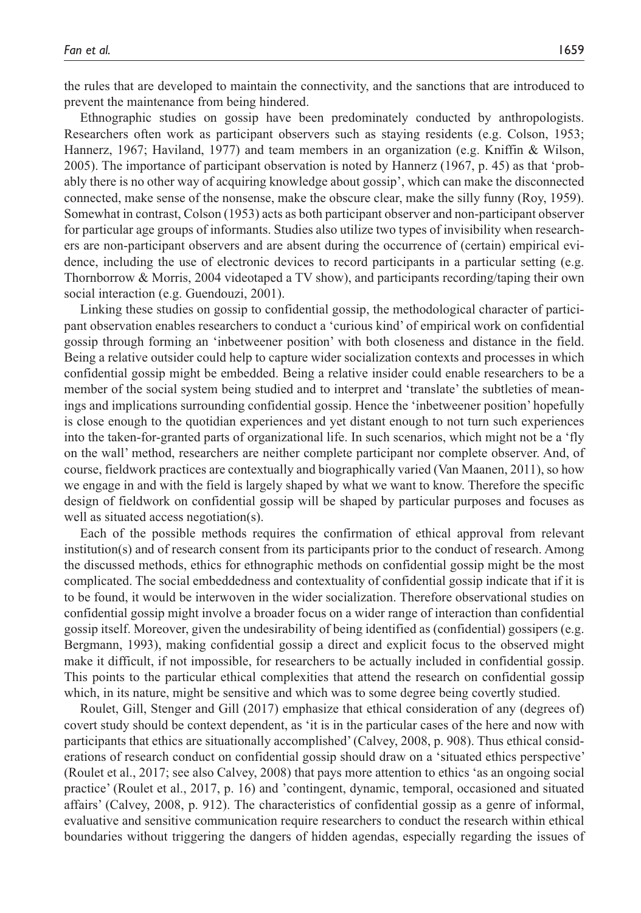the rules that are developed to maintain the connectivity, and the sanctions that are introduced to prevent the maintenance from being hindered.

Ethnographic studies on gossip have been predominately conducted by anthropologists. Researchers often work as participant observers such as staying residents (e.g. Colson, 1953; Hannerz, 1967; Haviland, 1977) and team members in an organization (e.g. Kniffin & Wilson, 2005). The importance of participant observation is noted by Hannerz (1967, p. 45) as that 'probably there is no other way of acquiring knowledge about gossip', which can make the disconnected connected, make sense of the nonsense, make the obscure clear, make the silly funny (Roy, 1959). Somewhat in contrast, Colson (1953) acts as both participant observer and non-participant observer for particular age groups of informants. Studies also utilize two types of invisibility when researchers are non-participant observers and are absent during the occurrence of (certain) empirical evidence, including the use of electronic devices to record participants in a particular setting (e.g. Thornborrow & Morris, 2004 videotaped a TV show), and participants recording/taping their own social interaction (e.g. Guendouzi, 2001).

Linking these studies on gossip to confidential gossip, the methodological character of participant observation enables researchers to conduct a 'curious kind' of empirical work on confidential gossip through forming an 'inbetweener position' with both closeness and distance in the field. Being a relative outsider could help to capture wider socialization contexts and processes in which confidential gossip might be embedded. Being a relative insider could enable researchers to be a member of the social system being studied and to interpret and 'translate' the subtleties of meanings and implications surrounding confidential gossip. Hence the 'inbetweener position' hopefully is close enough to the quotidian experiences and yet distant enough to not turn such experiences into the taken-for-granted parts of organizational life. In such scenarios, which might not be a 'fly on the wall' method, researchers are neither complete participant nor complete observer. And, of course, fieldwork practices are contextually and biographically varied (Van Maanen, 2011), so how we engage in and with the field is largely shaped by what we want to know. Therefore the specific design of fieldwork on confidential gossip will be shaped by particular purposes and focuses as well as situated access negotiation(s).

Each of the possible methods requires the confirmation of ethical approval from relevant institution(s) and of research consent from its participants prior to the conduct of research. Among the discussed methods, ethics for ethnographic methods on confidential gossip might be the most complicated. The social embeddedness and contextuality of confidential gossip indicate that if it is to be found, it would be interwoven in the wider socialization. Therefore observational studies on confidential gossip might involve a broader focus on a wider range of interaction than confidential gossip itself. Moreover, given the undesirability of being identified as (confidential) gossipers (e.g. Bergmann, 1993), making confidential gossip a direct and explicit focus to the observed might make it difficult, if not impossible, for researchers to be actually included in confidential gossip. This points to the particular ethical complexities that attend the research on confidential gossip which, in its nature, might be sensitive and which was to some degree being covertly studied.

Roulet, Gill, Stenger and Gill (2017) emphasize that ethical consideration of any (degrees of) covert study should be context dependent, as 'it is in the particular cases of the here and now with participants that ethics are situationally accomplished' (Calvey, 2008, p. 908). Thus ethical considerations of research conduct on confidential gossip should draw on a 'situated ethics perspective' (Roulet et al., 2017; see also Calvey, 2008) that pays more attention to ethics 'as an ongoing social practice' (Roulet et al., 2017, p. 16) and 'contingent, dynamic, temporal, occasioned and situated affairs' (Calvey, 2008, p. 912). The characteristics of confidential gossip as a genre of informal, evaluative and sensitive communication require researchers to conduct the research within ethical boundaries without triggering the dangers of hidden agendas, especially regarding the issues of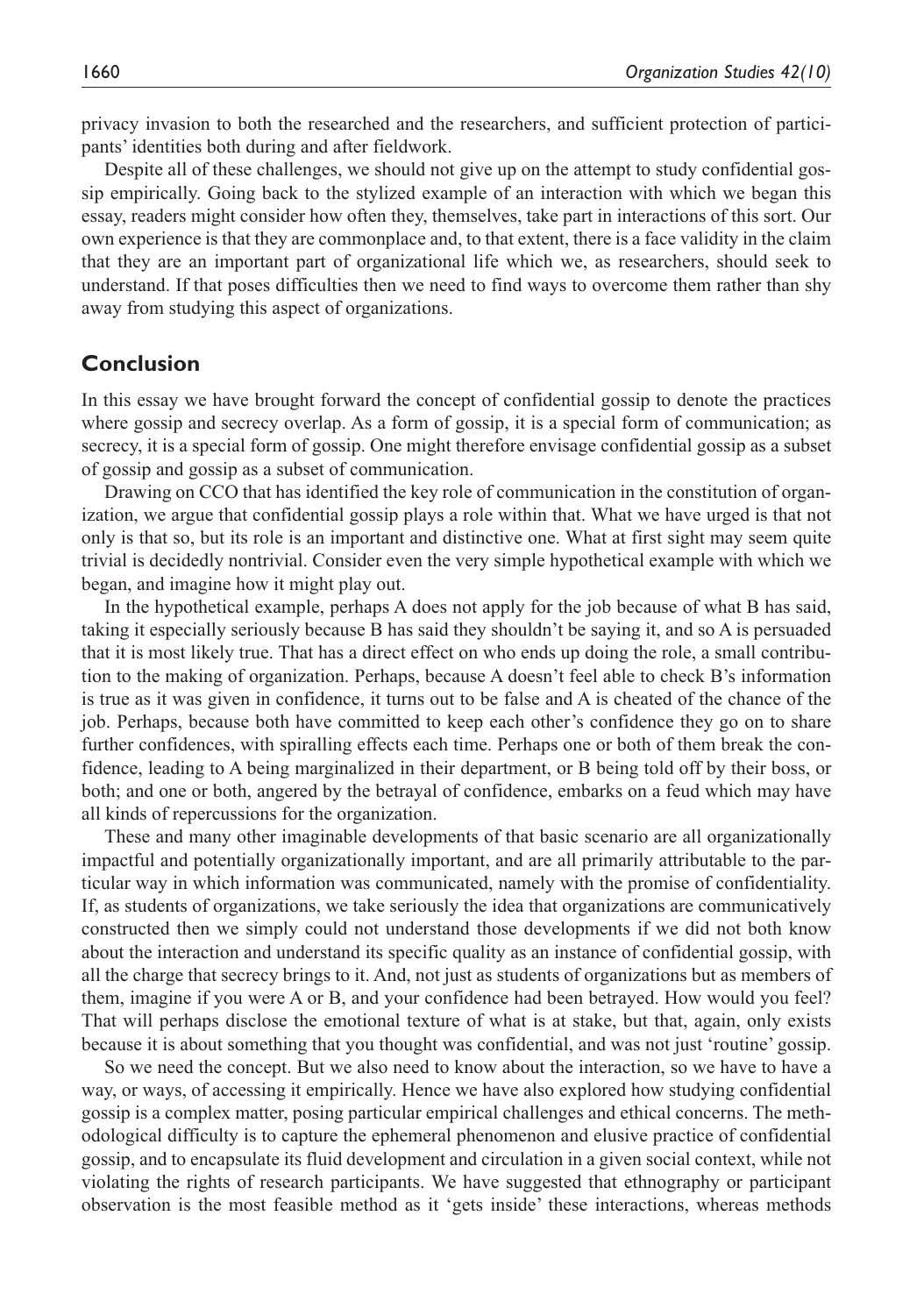privacy invasion to both the researched and the researchers, and sufficient protection of participants' identities both during and after fieldwork.

Despite all of these challenges, we should not give up on the attempt to study confidential gossip empirically. Going back to the stylized example of an interaction with which we began this essay, readers might consider how often they, themselves, take part in interactions of this sort. Our own experience is that they are commonplace and, to that extent, there is a face validity in the claim that they are an important part of organizational life which we, as researchers, should seek to understand. If that poses difficulties then we need to find ways to overcome them rather than shy away from studying this aspect of organizations.

## Conclusion

In this essay we have brought forward the concept of confidential gossip to denote the practices where gossip and secrecy overlap. As a form of gossip, it is a special form of communication; as secrecy, it is a special form of gossip. One might therefore envisage confidential gossip as a subset of gossip and gossip as a subset of communication.

Drawing on CCO that has identified the key role of communication in the constitution of organization, we argue that confidential gossip plays a role within that. What we have urged is that not only is that so, but its role is an important and distinctive one. What at first sight may seem quite trivial is decidedly nontrivial. Consider even the very simple hypothetical example with which we began, and imagine how it might play out.

In the hypothetical example, perhaps A does not apply for the job because of what B has said, taking it especially seriously because B has said they shouldn't be saying it, and so A is persuaded that it is most likely true. That has a direct effect on who ends up doing the role, a small contribution to the making of organization. Perhaps, because A doesn't feel able to check B's information is true as it was given in confidence, it turns out to be false and A is cheated of the chance of the job. Perhaps, because both have committed to keep each other's confidence they go on to share further confidences, with spiralling effects each time. Perhaps one or both of them break the confidence, leading to A being marginalized in their department, or B being told off by their boss, or both; and one or both, angered by the betrayal of confidence, embarks on a feud which may have all kinds of repercussions for the organization.

These and many other imaginable developments of that basic scenario are all organizationally impactful and potentially organizationally important, and are all primarily attributable to the particular way in which information was communicated, namely with the promise of confidentiality. If, as students of organizations, we take seriously the idea that organizations are communicatively constructed then we simply could not understand those developments if we did not both know about the interaction and understand its specific quality as an instance of confidential gossip, with all the charge that secrecy brings to it. And, not just as students of organizations but as members of them, imagine if you were A or B, and your confidence had been betrayed. How would you feel? That will perhaps disclose the emotional texture of what is at stake, but that, again, only exists because it is about something that you thought was confidential, and was not just 'routine' gossip.

So we need the concept. But we also need to know about the interaction, so we have to have a way, or ways, of accessing it empirically. Hence we have also explored how studying confidential gossip is a complex matter, posing particular empirical challenges and ethical concerns. The methodological difficulty is to capture the ephemeral phenomenon and elusive practice of confidential gossip, and to encapsulate its fluid development and circulation in a given social context, while not violating the rights of research participants. We have suggested that ethnography or participant observation is the most feasible method as it 'gets inside' these interactions, whereas methods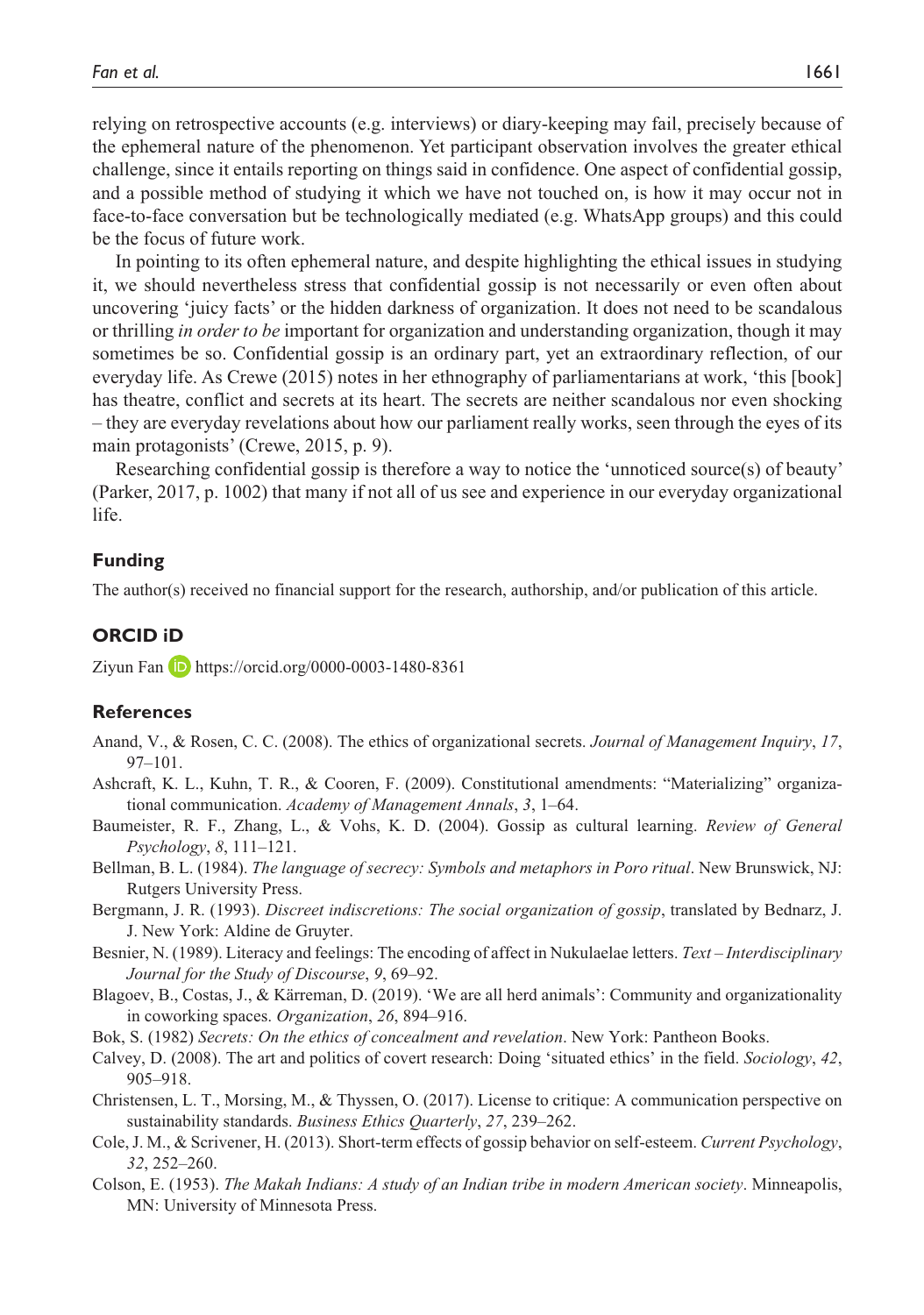relying on retrospective accounts (e.g. interviews) or diary-keeping may fail, precisely because of the ephemeral nature of the phenomenon. Yet participant observation involves the greater ethical challenge, since it entails reporting on things said in confidence. One aspect of confidential gossip, and a possible method of studying it which we have not touched on, is how it may occur not in face-to-face conversation but be technologically mediated (e.g. WhatsApp groups) and this could be the focus of future work.

In pointing to its often ephemeral nature, and despite highlighting the ethical issues in studying it, we should nevertheless stress that confidential gossip is not necessarily or even often about uncovering 'juicy facts' or the hidden darkness of organization. It does not need to be scandalous or thrilling *in order to be* important for organization and understanding organization, though it may sometimes be so. Confidential gossip is an ordinary part, yet an extraordinary reflection, of our everyday life. As Crewe (2015) notes in her ethnography of parliamentarians at work, 'this [book] has theatre, conflict and secrets at its heart. The secrets are neither scandalous nor even shocking – they are everyday revelations about how our parliament really works, seen through the eyes of its main protagonists' (Crewe, 2015, p. 9).

Researching confidential gossip is therefore a way to notice the 'unnoticed source(s) of beauty' (Parker, 2017, p. 1002) that many if not all of us see and experience in our everyday organizational life.

## Funding

The author(s) received no financial support for the research, authorship, and/or publication of this article.

## ORCID iD

Ziyun Fan https://orcid.org/0000-0003-1480-8361

## References

Anand, V., & Rosen, C. C. (2008). The ethics of organizational secrets. *Journal of Management Inquiry*, *17*, 97–101.

Ashcraft, K. L., Kuhn, T. R., & Cooren, F. (2009). Constitutional amendments: "Materializing" organizational communication. *Academy of Management Annals*, *3*, 1–64.

Baumeister, R. F., Zhang, L., & Vohs, K. D. (2004). Gossip as cultural learning. *Review of General Psychology*, *8*, 111–121.

Bellman, B. L. (1984). *The language of secrecy: Symbols and metaphors in Poro ritual*. New Brunswick, NJ: Rutgers University Press.

Bergmann, J. R. (1993). *Discreet indiscretions: The social organization of gossip*, translated by Bednarz, J. J. New York: Aldine de Gruyter.

Besnier, N. (1989). Literacy and feelings: The encoding of affect in Nukulaelae letters. *Text – Interdisciplinary Journal for the Study of Discourse*, *9*, 69–92.

Blagoev, B., Costas, J., & Kärreman, D. (2019). 'We are all herd animals': Community and organizationality in coworking spaces. *Organization*, *26*, 894–916.

Bok, S. (1982) *Secrets: On the ethics of concealment and revelation*. New York: Pantheon Books.

Calvey, D. (2008). The art and politics of covert research: Doing 'situated ethics' in the field. *Sociology*, *42*, 905–918.

Christensen, L. T., Morsing, M., & Thyssen, O. (2017). License to critique: A communication perspective on sustainability standards. *Business Ethics Quarterly*, *27*, 239–262.

Cole, J. M., & Scrivener, H. (2013). Short-term effects of gossip behavior on self-esteem. *Current Psychology*, *32*, 252–260.

Colson, E. (1953). *The Makah Indians: A study of an Indian tribe in modern American society*. Minneapolis, MN: University of Minnesota Press.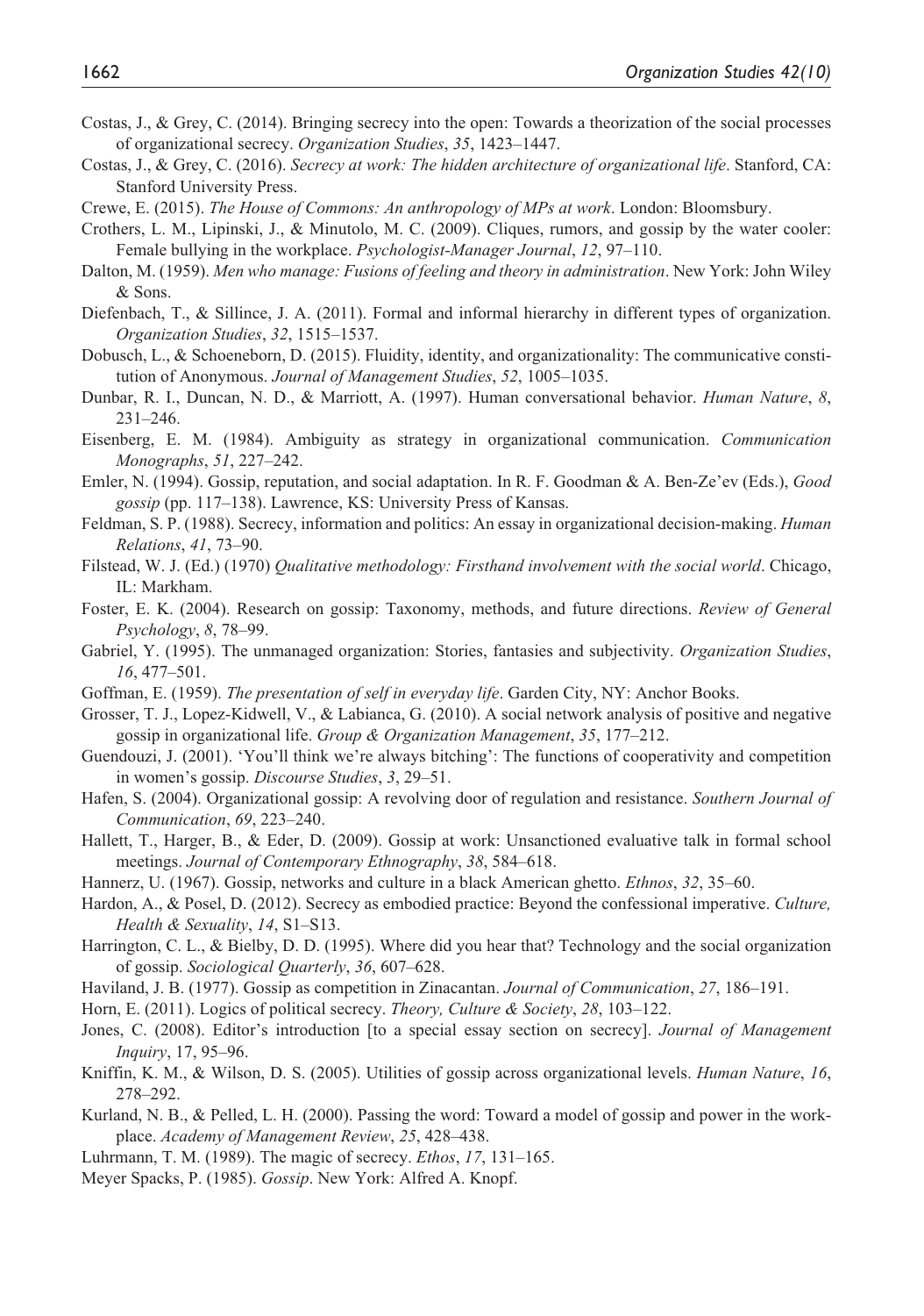Costas, J., & Grey, C. (2014). Bringing secrecy into the open: Towards a theorization of the social processes of organizational secrecy. *Organization Studies*, *35*, 1423–1447.

Costas, J., & Grey, C. (2016). *Secrecy at work: The hidden architecture of organizational life*. Stanford, CA: Stanford University Press.

Crewe, E. (2015). *The House of Commons: An anthropology of MPs at work*. London: Bloomsbury.

Crothers, L. M., Lipinski, J., & Minutolo, M. C. (2009). Cliques, rumors, and gossip by the water cooler: Female bullying in the workplace. *Psychologist-Manager Journal*, *12*, 97–110.

Dalton, M. (1959). *Men who manage: Fusions of feeling and theory in administration*. New York: John Wiley & Sons.

Diefenbach, T., & Sillince, J. A. (2011). Formal and informal hierarchy in different types of organization. *Organization Studies*, *32*, 1515–1537.

Dobusch, L., & Schoeneborn, D. (2015). Fluidity, identity, and organizationality: The communicative constitution of Anonymous. *Journal of Management Studies*, *52*, 1005–1035.

Dunbar, R. I., Duncan, N. D., & Marriott, A. (1997). Human conversational behavior. *Human Nature*, *8*, 231–246.

Eisenberg, E. M. (1984). Ambiguity as strategy in organizational communication. *Communication Monographs*, *51*, 227–242.

Emler, N. (1994). Gossip, reputation, and social adaptation. In R. F. Goodman & A. Ben-Ze'ev (Eds.), *Good gossip* (pp. 117–138). Lawrence, KS: University Press of Kansas.

Feldman, S. P. (1988). Secrecy, information and politics: An essay in organizational decision-making. *Human Relations*, *41*, 73–90.

Filstead, W. J. (Ed.) (1970) *Qualitative methodology: Firsthand involvement with the social world*. Chicago, IL: Markham.

Foster, E. K. (2004). Research on gossip: Taxonomy, methods, and future directions. *Review of General Psychology*, *8*, 78–99.

Gabriel, Y. (1995). The unmanaged organization: Stories, fantasies and subjectivity. *Organization Studies*, *16*, 477–501.

Goffman, E. (1959). *The presentation of self in everyday life*. Garden City, NY: Anchor Books.

Grosser, T. J., Lopez-Kidwell, V., & Labianca, G. (2010). A social network analysis of positive and negative gossip in organizational life. *Group & Organization Management*, *35*, 177–212.

Guendouzi, J. (2001). 'You'll think we're always bitching': The functions of cooperativity and competition in women's gossip. *Discourse Studies*, *3*, 29–51.

Hafen, S. (2004). Organizational gossip: A revolving door of regulation and resistance. *Southern Journal of Communication*, *69*, 223–240.

Hallett, T., Harger, B., & Eder, D. (2009). Gossip at work: Unsanctioned evaluative talk in formal school meetings. *Journal of Contemporary Ethnography*, *38*, 584–618.

Hannerz, U. (1967). Gossip, networks and culture in a black American ghetto. *Ethnos*, *32*, 35–60.

Hardon, A., & Posel, D. (2012). Secrecy as embodied practice: Beyond the confessional imperative. *Culture, Health & Sexuality*, *14*, S1–S13.

Harrington, C. L., & Bielby, D. D. (1995). Where did you hear that? Technology and the social organization of gossip. *Sociological Quarterly*, *36*, 607–628.

Haviland, J. B. (1977). Gossip as competition in Zinacantan. *Journal of Communication*, *27*, 186–191.

Horn, E. (2011). Logics of political secrecy. *Theory, Culture & Society*, *28*, 103–122.

Jones, C. (2008). Editor's introduction [to a special essay section on secrecy]. *Journal of Management Inquiry*, 17, 95–96.

Kniffin, K. M., & Wilson, D. S. (2005). Utilities of gossip across organizational levels. *Human Nature*, *16*, 278–292.

Kurland, N. B., & Pelled, L. H. (2000). Passing the word: Toward a model of gossip and power in the workplace. *Academy of Management Review*, *25*, 428–438.

Luhrmann, T. M. (1989). The magic of secrecy. *Ethos*, *17*, 131–165.

Meyer Spacks, P. (1985). *Gossip*. New York: Alfred A. Knopf.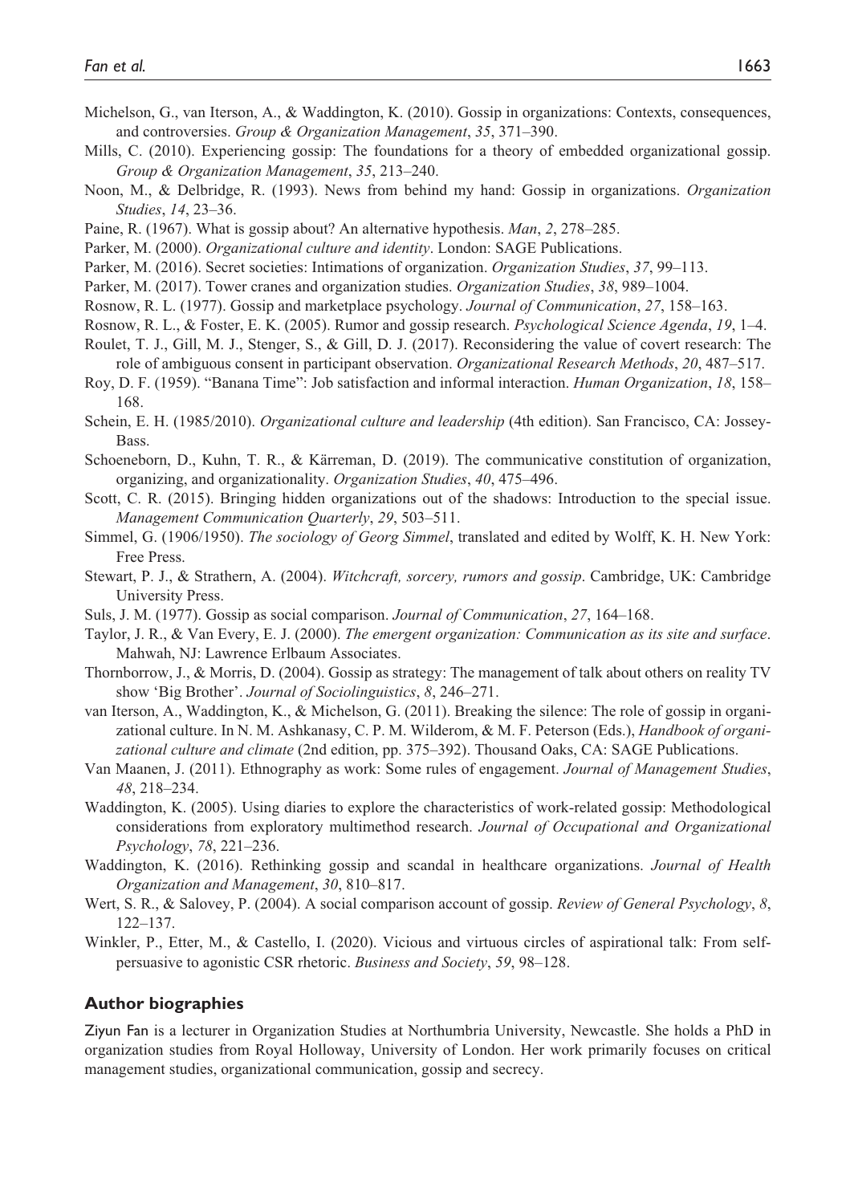Michelson, G., van Iterson, A., & Waddington, K. (2010). Gossip in organizations: Contexts, consequences, and controversies. *Group & Organization Management*, *35*, 371–390.

Mills, C. (2010). Experiencing gossip: The foundations for a theory of embedded organizational gossip. *Group & Organization Management*, *35*, 213–240.

Noon, M., & Delbridge, R. (1993). News from behind my hand: Gossip in organizations. *Organization Studies*, *14*, 23–36.

Paine, R. (1967). What is gossip about? An alternative hypothesis. *Man*, *2*, 278–285.

Parker, M. (2000). *Organizational culture and identity*. London: SAGE Publications.

Parker, M. (2016). Secret societies: Intimations of organization. *Organization Studies*, *37*, 99–113.

Parker, M. (2017). Tower cranes and organization studies. *Organization Studies*, *38*, 989–1004.

Rosnow, R. L. (1977). Gossip and marketplace psychology. *Journal of Communication*, *27*, 158–163.

Rosnow, R. L., & Foster, E. K. (2005). Rumor and gossip research. *Psychological Science Agenda*, *19*, 1–4.

Roulet, T. J., Gill, M. J., Stenger, S., & Gill, D. J. (2017). Reconsidering the value of covert research: The role of ambiguous consent in participant observation. *Organizational Research Methods*, *20*, 487–517.

Roy, D. F. (1959). "Banana Time": Job satisfaction and informal interaction. *Human Organization*, *18*, 158–168.

Schein, E. H. (1985/2010). *Organizational culture and leadership* (4th edition). San Francisco, CA: Jossey-Bass.

Schoeneborn, D., Kuhn, T. R., & Kärreman, D. (2019). The communicative constitution of organization, organizing, and organizationality. *Organization Studies*, *40*, 475–496.

Scott, C. R. (2015). Bringing hidden organizations out of the shadows: Introduction to the special issue. *Management Communication Quarterly*, *29*, 503–511.

Simmel, G. (1906/1950). *The sociology of Georg Simmel*, translated and edited by Wolff, K. H. New York: Free Press.

Stewart, P. J., & Strathern, A. (2004). *Witchcraft, sorcery, rumors and gossip*. Cambridge, UK: Cambridge University Press.

Suls, J. M. (1977). Gossip as social comparison. *Journal of Communication*, *27*, 164–168.

Taylor, J. R., & Van Every, E. J. (2000). *The emergent organization: Communication as its site and surface*. Mahwah, NJ: Lawrence Erlbaum Associates.

Thornborrow, J., & Morris, D. (2004). Gossip as strategy: The management of talk about others on reality TV show 'Big Brother'. *Journal of Sociolinguistics*, *8*, 246–271.

van Iterson, A., Waddington, K., & Michelson, G. (2011). Breaking the silence: The role of gossip in organizational culture. In N. M. Ashkanasy, C. P. M. Wilderom, & M. F. Peterson (Eds.), *Handbook of organizational culture and climate* (2nd edition, pp. 375–392). Thousand Oaks, CA: SAGE Publications.

Van Maanen, J. (2011). Ethnography as work: Some rules of engagement. *Journal of Management Studies*, *48*, 218–234.

Waddington, K. (2005). Using diaries to explore the characteristics of work-related gossip: Methodological considerations from exploratory multimethod research. *Journal of Occupational and Organizational Psychology*, *78*, 221–236.

Waddington, K. (2016). Rethinking gossip and scandal in healthcare organizations. *Journal of Health Organization and Management*, *30*, 810–817.

Wert, S. R., & Salovey, P. (2004). A social comparison account of gossip. *Review of General Psychology*, *8*, 122–137.

Winkler, P., Etter, M., & Castello, I. (2020). Vicious and virtuous circles of aspirational talk: From self-persuasive to agonistic CSR rhetoric. *Business and Society*, *59*, 98–128.

## Author biographies

Ziyun Fan is a lecturer in Organization Studies at Northumbria University, Newcastle. She holds a PhD in organization studies from Royal Holloway, University of London. Her work primarily focuses on critical management studies, organizational communication, gossip and secrecy.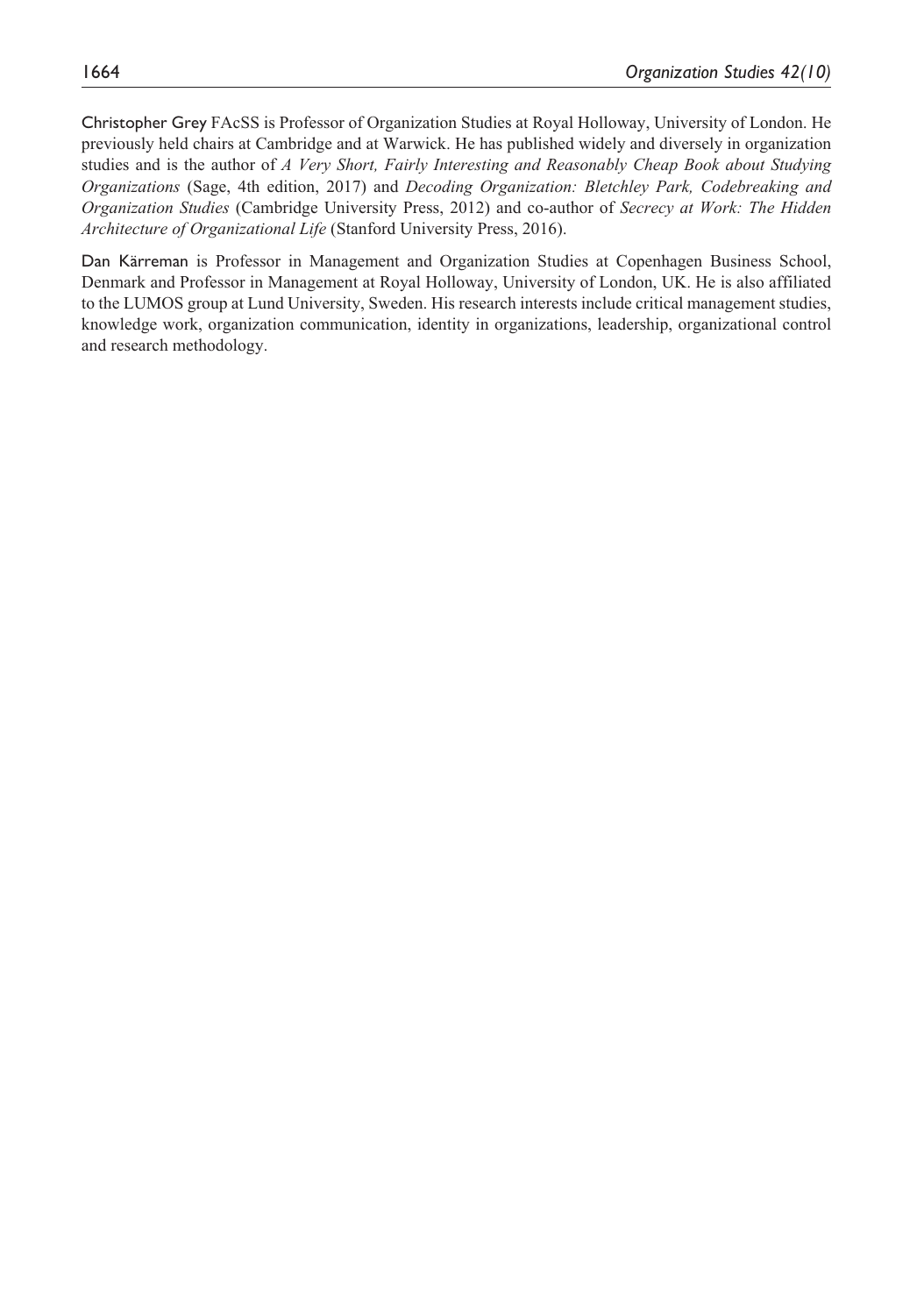Christopher Grey FAcSS is Professor of Organization Studies at Royal Holloway, University of London. He previously held chairs at Cambridge and at Warwick. He has published widely and diversely in organization studies and is the author of *A Very Short, Fairly Interesting and Reasonably Cheap Book about Studying Organizations* (Sage, 4th edition, 2017) and *Decoding Organization: Bletchley Park, Codebreaking and Organization Studies* (Cambridge University Press, 2012) and co-author of *Secrecy at Work: The Hidden Architecture of Organizational Life* (Stanford University Press, 2016).

Dan Kärreman is Professor in Management and Organization Studies at Copenhagen Business School, Denmark and Professor in Management at Royal Holloway, University of London, UK. He is also affiliated to the LUMOS group at Lund University, Sweden. His research interests include critical management studies, knowledge work, organization communication, identity in organizations, leadership, organizational control and research methodology.